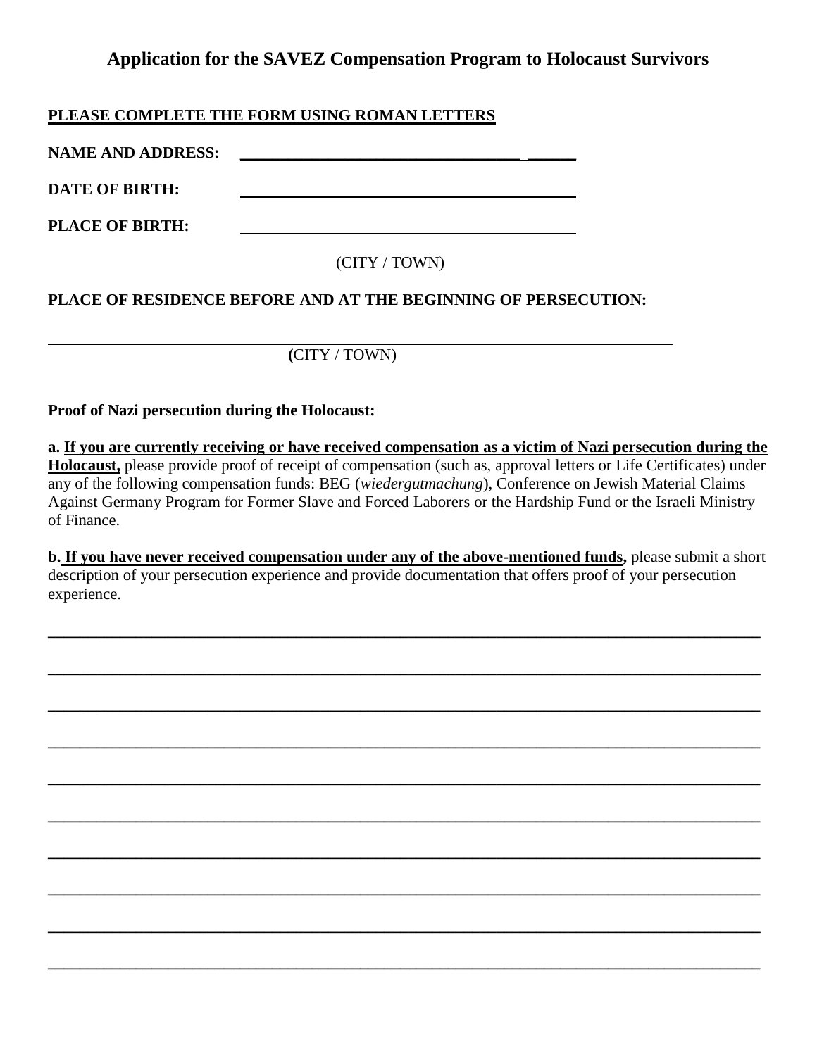# Application for the SAVEZ Compensation Program to Holocaust Survivors

**PLEASE COMPLETE THE FORM USING ROMAN LETTERS**

**NAME AND ADDRESS:** ______________________________________

**DATE OF BIRTH:** ______________________________________

**PLACE OF BIRTH:** ______________________________________

(CITY / TOWN)

**PLACE OF RESIDENCE BEFORE AND AT THE BEGINNING OF PERSECUTION:**

______________________________________________________________________

(CITY / TOWN)

**Proof of Nazi persecution during the Holocaust:**

**a. If you are currently receiving or have received compensation as a victim of Nazi persecution during the Holocaust,** please provide proof of receipt of compensation (such as, approval letters or Life Certificates) under any of the following compensation funds: BEG (*wiedergutmachung*), Conference on Jewish Material Claims Against Germany Program for Former Slave and Forced Laborers or the Hardship Fund or the Israeli Ministry of Finance.

**b. If you have never received compensation under any of the above-mentioned funds,** please submit a short description of your persecution experience and provide documentation that offers proof of your persecution experience.

______________________________________________________________________

______________________________________________________________________

______________________________________________________________________

______________________________________________________________________

______________________________________________________________________

______________________________________________________________________

______________________________________________________________________

______________________________________________________________________

______________________________________________________________________

______________________________________________________________________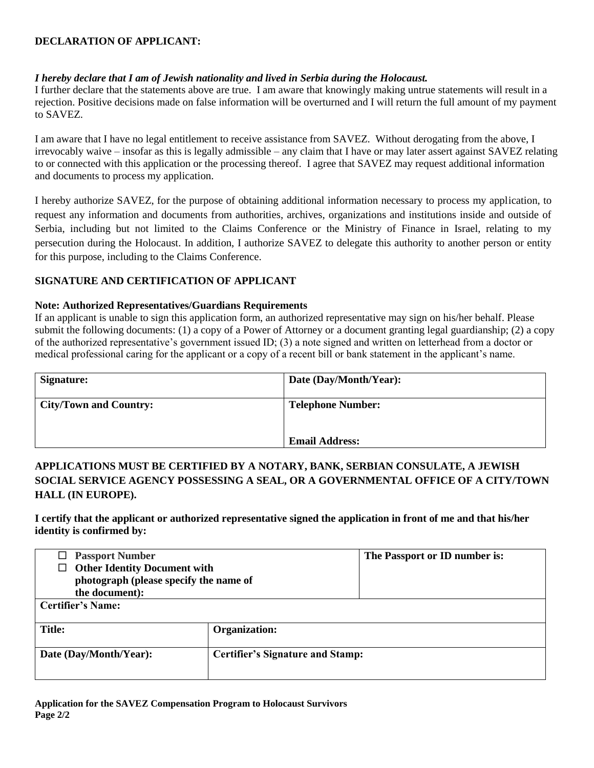**DECLARATION OF APPLICANT:**

***I hereby declare that I am of Jewish nationality and lived in Serbia during the Holocaust.***
I further declare that the statements above are true. I am aware that knowingly making untrue statements will result in a rejection. Positive decisions made on false information will be overturned and I will return the full amount of my payment to SAVEZ.

I am aware that I have no legal entitlement to receive assistance from SAVEZ. Without derogating from the above, I irrevocably waive – insofar as this is legally admissible – any claim that I have or may later assert against SAVEZ relating to or connected with this application or the processing thereof. I agree that SAVEZ may request additional information and documents to process my application.

I hereby authorize SAVEZ, for the purpose of obtaining additional information necessary to process my application, to request any information and documents from authorities, archives, organizations and institutions inside and outside of Serbia, including but not limited to the Claims Conference or the Ministry of Finance in Israel, relating to my persecution during the Holocaust. In addition, I authorize SAVEZ to delegate this authority to another person or entity for this purpose, including to the Claims Conference.

**SIGNATURE AND CERTIFICATION OF APPLICANT**

**Note: Authorized Representatives/Guardians Requirements**
If an applicant is unable to sign this application form, an authorized representative may sign on his/her behalf. Please submit the following documents: (1) a copy of a Power of Attorney or a document granting legal guardianship; (2) a copy of the authorized representative's government issued ID; (3) a note signed and written on letterhead from a doctor or medical professional caring for the applicant or a copy of a recent bill or bank statement in the applicant's name.

| | |
|---|---|
| **Signature:** | **Date (Day/Month/Year):** |
| **City/Town and Country:** | **Telephone Number:**<br><br>**Email Address:** |

**APPLICATIONS MUST BE CERTIFIED BY A NOTARY, BANK, SERBIAN CONSULATE, A JEWISH SOCIAL SERVICE AGENCY POSSESSING A SEAL, OR A GOVERNMENTAL OFFICE OF A CITY/TOWN HALL (IN EUROPE).**

**I certify that the applicant or authorized representative signed the application in front of me and that his/her identity is confirmed by:**

| | | |
|---|---|---|
| ☐ **Passport Number**<br>☐ **Other Identity Document with photograph (please specify the name of the document):** | | **The Passport or ID number is:** |
| **Certifier's Name:** | | |
| **Title:** | **Organization:** | |
| **Date (Day/Month/Year):** | **Certifier's Signature and Stamp:** | |

**Application for the SAVEZ Compensation Program to Holocaust Survivors**